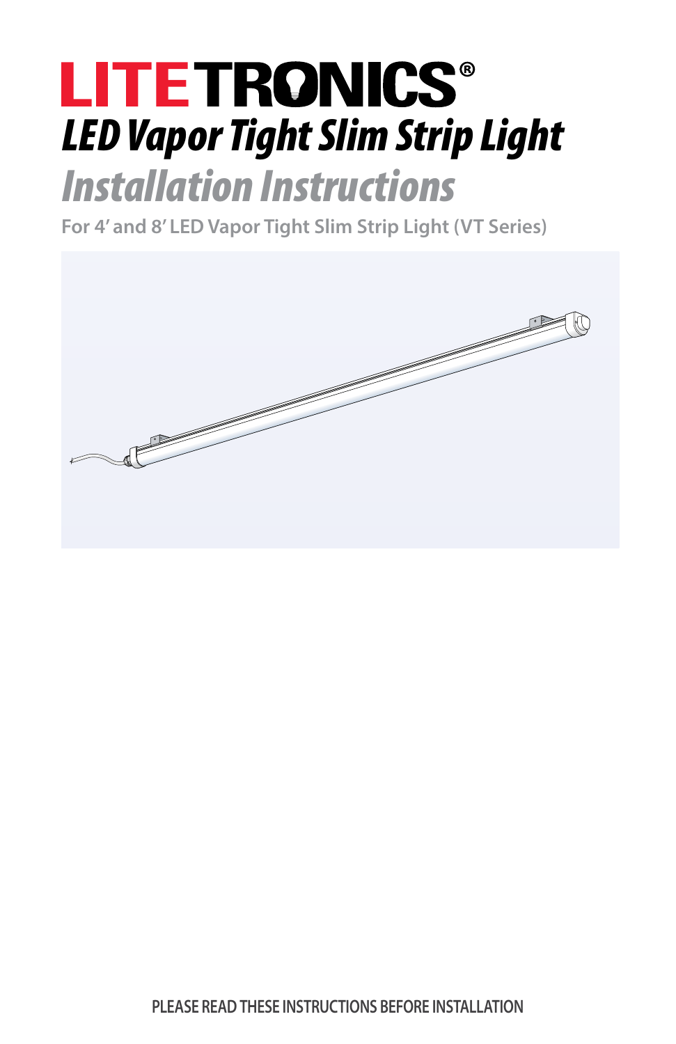# LITETRONICS®

## *LED Vapor Tight Slim Strip Light*

## *Installation Instructions*

For 4’ and 8’ LED Vapor Tight Slim Strip Light (VT Series)

PLEASE READ THESE INSTRUCTIONS BEFORE INSTALLATION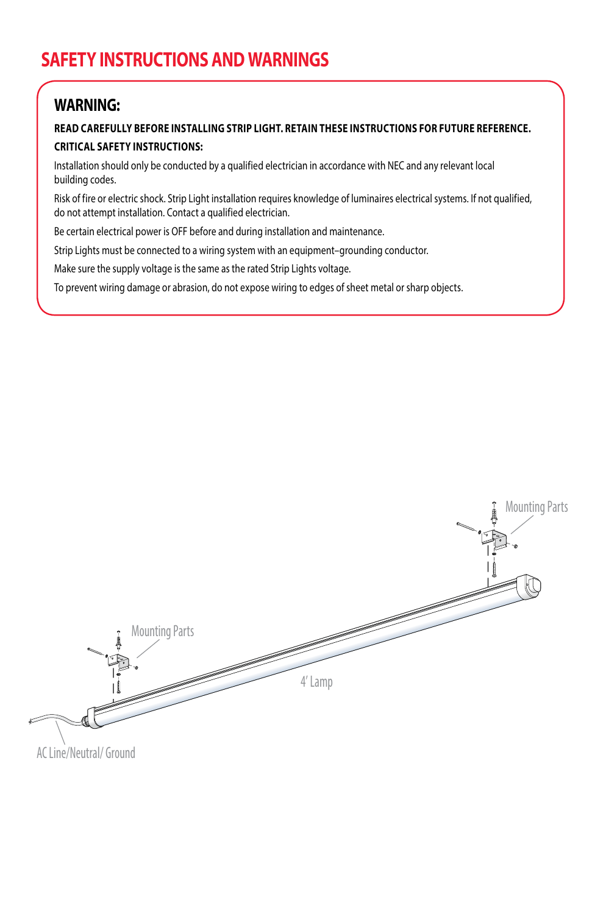# SAFETY INSTRUCTIONS AND WARNINGS

## WARNING:

**READ CAREFULLY BEFORE INSTALLING STRIP LIGHT. RETAIN THESE INSTRUCTIONS FOR FUTURE REFERENCE.**

**CRITICAL SAFETY INSTRUCTIONS:**

Installation should only be conducted by a qualified electrician in accordance with NEC and any relevant local building codes.

Risk of fire or electric shock. Strip Light installation requires knowledge of luminaires electrical systems. If not qualified, do not attempt installation. Contact a qualified electrician.

Be certain electrical power is OFF before and during installation and maintenance.

Strip Lights must be connected to a wiring system with an equipment–grounding conductor.

Make sure the supply voltage is the same as the rated Strip Lights voltage.

To prevent wiring damage or abrasion, do not expose wiring to edges of sheet metal or sharp objects.

Mounting Parts

Mounting Parts

4' Lamp

AC Line/Neutral/ Ground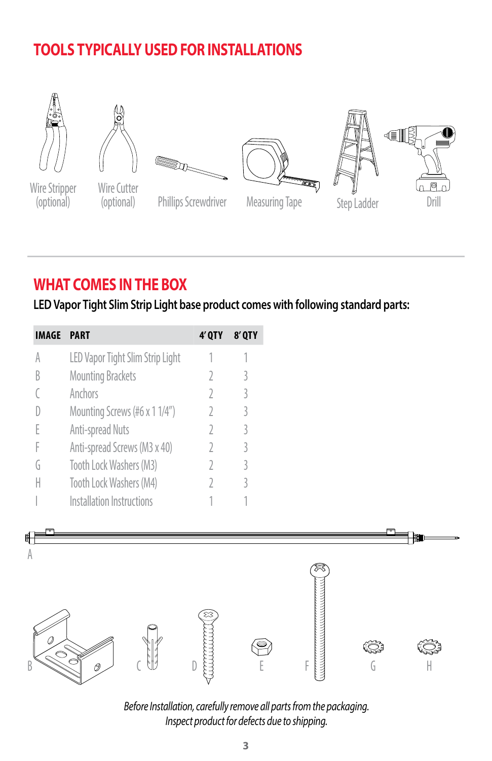## TOOLS TYPICALLY USED FOR INSTALLATIONS

Wire Stripper (optional) | Wire Cutter (optional) | Phillips Screwdriver | Measuring Tape | Step Ladder | Drill

## WHAT COMES IN THE BOX

**LED Vapor Tight Slim Strip Light base product comes with following standard parts:**

| IMAGE | PART | 4' QTY | 8' QTY |
|---|---|---|---|
| A | LED Vapor Tight Slim Strip Light | 1 | 1 |
| B | Mounting Brackets | 2 | 3 |
| C | Anchors | 2 | 3 |
| D | Mounting Screws (#6 x 1 1/4") | 2 | 3 |
| E | Anti-spread Nuts | 2 | 3 |
| F | Anti-spread Screws (M3 x 40) | 2 | 3 |
| G | Tooth Lock Washers (M3) | 2 | 3 |
| H | Tooth Lock Washers (M4) | 2 | 3 |
| I | Installation Instructions | 1 | 1 |

A

B C D E F G H

*Before Installation, carefully remove all parts from the packaging.*
*Inspect product for defects due to shipping.*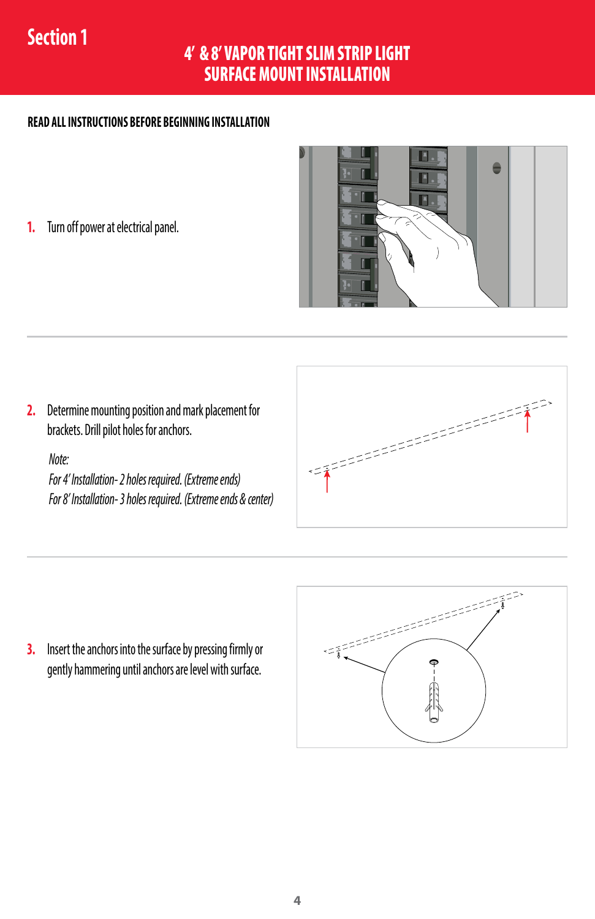# Section 1

## 4′ & 8′ VAPOR TIGHT SLIM STRIP LIGHT SURFACE MOUNT INSTALLATION

**READ ALL INSTRUCTIONS BEFORE BEGINNING INSTALLATION**

1. Turn off power at electrical panel.

2. Determine mounting position and mark placement for brackets. Drill pilot holes for anchors.

   *Note:*
   *For 4′ Installation- 2 holes required. (Extreme ends)*
   *For 8′ Installation- 3 holes required. (Extreme ends & center)*

3. Insert the anchors into the surface by pressing firmly or gently hammering until anchors are level with surface.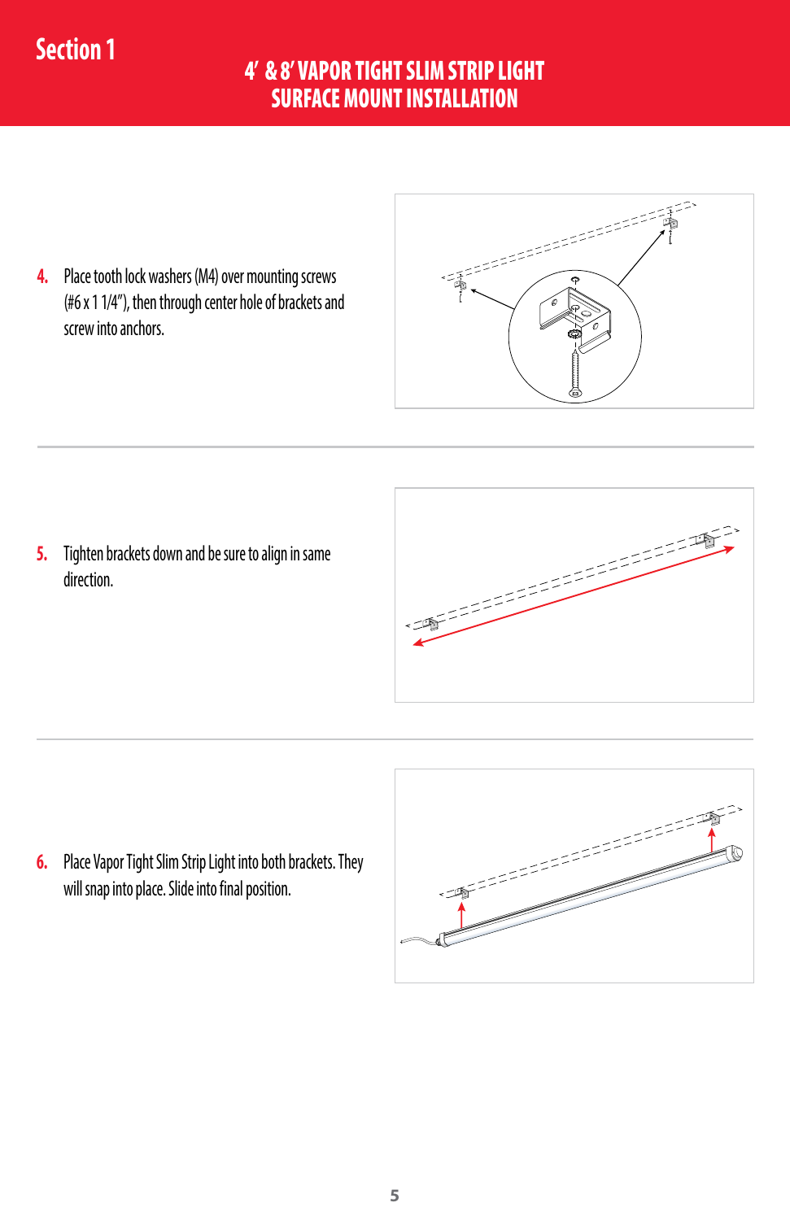Section 1

# 4′ & 8′ VAPOR TIGHT SLIM STRIP LIGHT SURFACE MOUNT INSTALLATION

4. Place tooth lock washers (M4) over mounting screws (#6 x 1 1/4″), then through center hole of brackets and screw into anchors.

5. Tighten brackets down and be sure to align in same direction.

6. Place Vapor Tight Slim Strip Light into both brackets. They will snap into place. Slide into final position.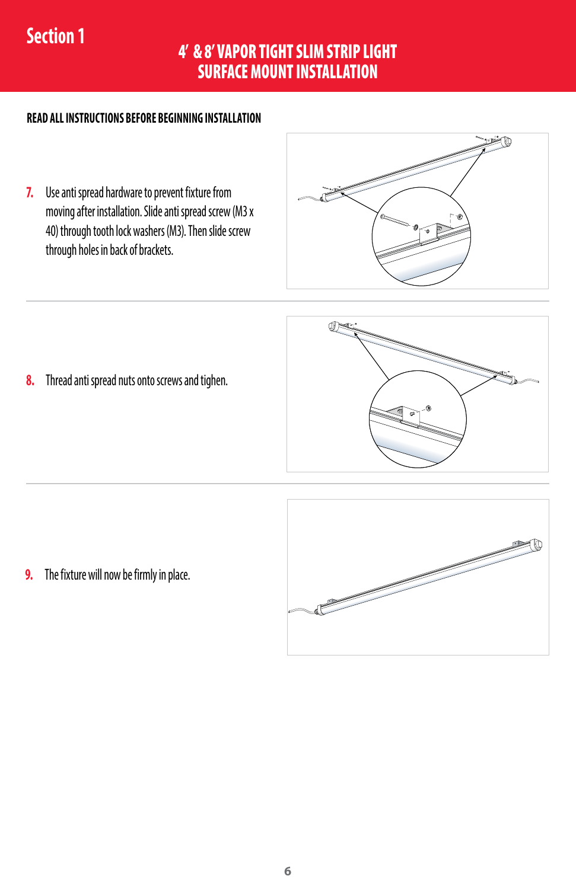Section 1

# 4' & 8' VAPOR TIGHT SLIM STRIP LIGHT SURFACE MOUNT INSTALLATION

**READ ALL INSTRUCTIONS BEFORE BEGINNING INSTALLATION**

7. Use anti spread hardware to prevent fixture from moving after installation. Slide anti spread screw (M3 x 40) through tooth lock washers (M3). Then slide screw through holes in back of brackets.

8. Thread anti spread nuts onto screws and tighen.

9. The fixture will now be firmly in place.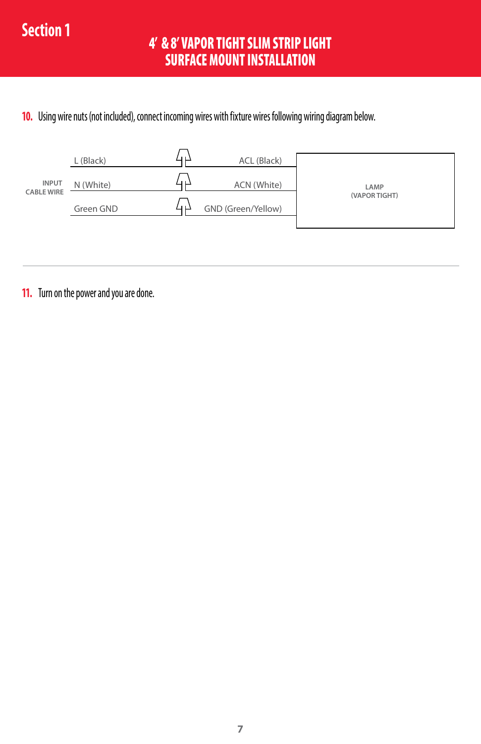## Section 1

# 4' & 8' VAPOR TIGHT SLIM STRIP LIGHT SURFACE MOUNT INSTALLATION

10. Using wire nuts (not included), connect incoming wires with fixture wires following wiring diagram below.

| INPUT CABLE WIRE | | LAMP (VAPOR TIGHT) |
|---|---|---|
| L (Black) | ACL (Black) | |
| N (White) | ACN (White) | |
| Green GND | GND (Green/Yellow) | |

11. Turn on the power and you are done.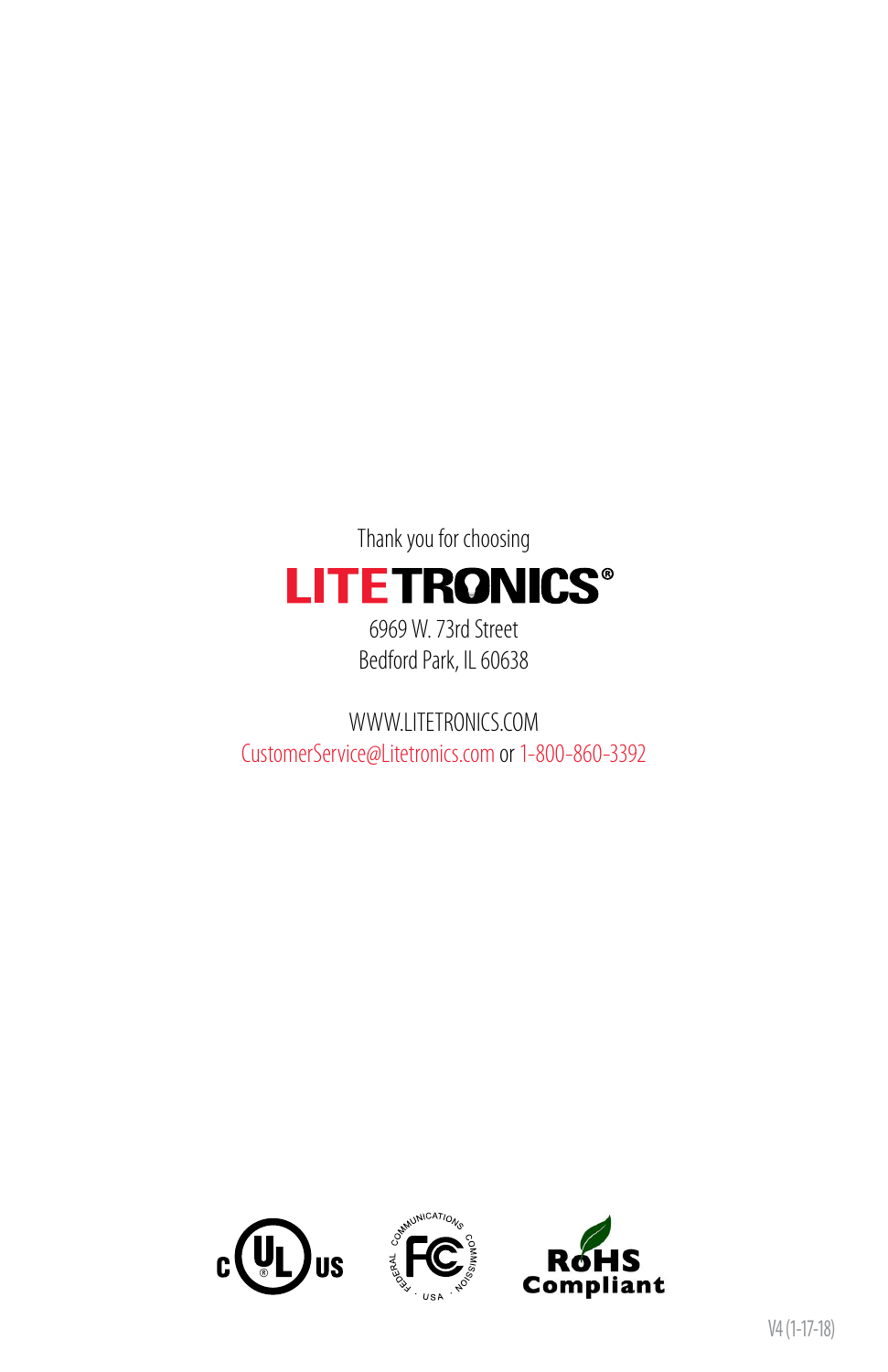Thank you for choosing

**LITETRONICS®**

6969 W. 73rd Street
Bedford Park, IL 60638

WWW.LITETRONICS.COM
CustomerService@Litetronics.com or 1-800-860-3392

V4 (1-17-18)